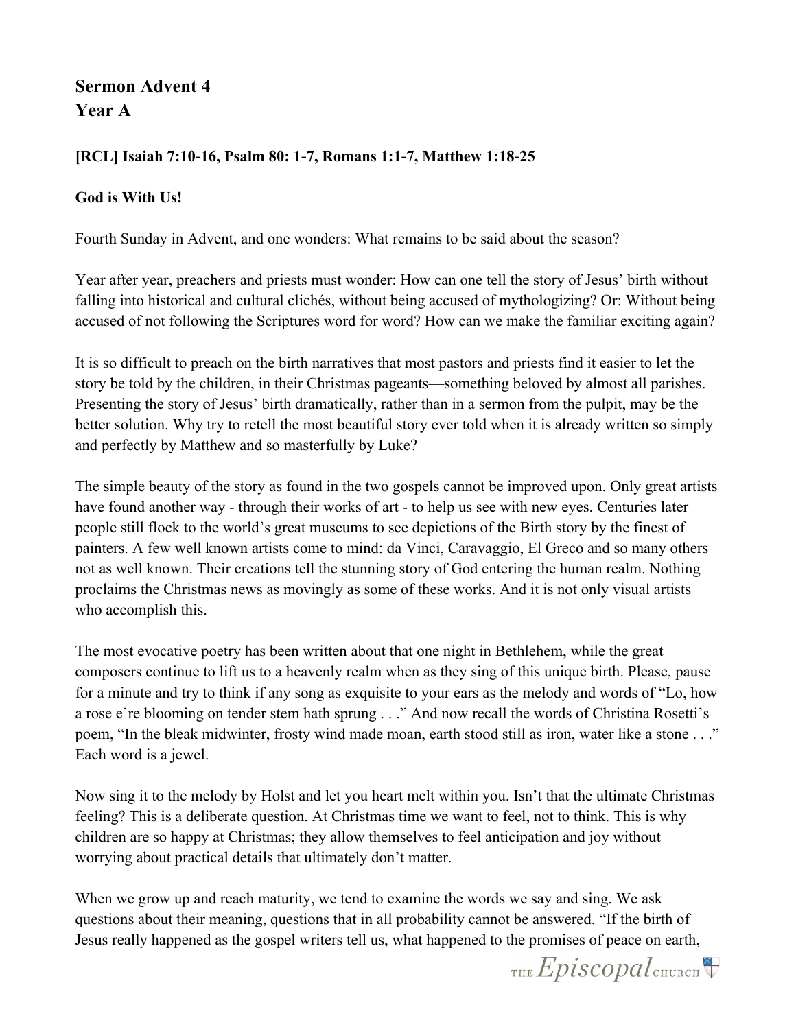**Sermon Advent 4**
**Year A**

**[RCL] Isaiah 7:10-16, Psalm 80: 1-7, Romans 1:1-7, Matthew 1:18-25**

**God is With Us!**

Fourth Sunday in Advent, and one wonders: What remains to be said about the season?

Year after year, preachers and priests must wonder: How can one tell the story of Jesus' birth without falling into historical and cultural clichés, without being accused of mythologizing? Or: Without being accused of not following the Scriptures word for word? How can we make the familiar exciting again?

It is so difficult to preach on the birth narratives that most pastors and priests find it easier to let the story be told by the children, in their Christmas pageants—something beloved by almost all parishes. Presenting the story of Jesus' birth dramatically, rather than in a sermon from the pulpit, may be the better solution. Why try to retell the most beautiful story ever told when it is already written so simply and perfectly by Matthew and so masterfully by Luke?

The simple beauty of the story as found in the two gospels cannot be improved upon. Only great artists have found another way - through their works of art - to help us see with new eyes. Centuries later people still flock to the world's great museums to see depictions of the Birth story by the finest of painters. A few well known artists come to mind: da Vinci, Caravaggio, El Greco and so many others not as well known. Their creations tell the stunning story of God entering the human realm. Nothing proclaims the Christmas news as movingly as some of these works. And it is not only visual artists who accomplish this.

The most evocative poetry has been written about that one night in Bethlehem, while the great composers continue to lift us to a heavenly realm when as they sing of this unique birth. Please, pause for a minute and try to think if any song as exquisite to your ears as the melody and words of "Lo, how a rose e're blooming on tender stem hath sprung . . ." And now recall the words of Christina Rosetti's poem, "In the bleak midwinter, frosty wind made moan, earth stood still as iron, water like a stone . . ." Each word is a jewel.

Now sing it to the melody by Holst and let you heart melt within you. Isn't that the ultimate Christmas feeling? This is a deliberate question. At Christmas time we want to feel, not to think. This is why children are so happy at Christmas; they allow themselves to feel anticipation and joy without worrying about practical details that ultimately don't matter.

When we grow up and reach maturity, we tend to examine the words we say and sing. We ask questions about their meaning, questions that in all probability cannot be answered. "If the birth of Jesus really happened as the gospel writers tell us, what happened to the promises of peace on earth,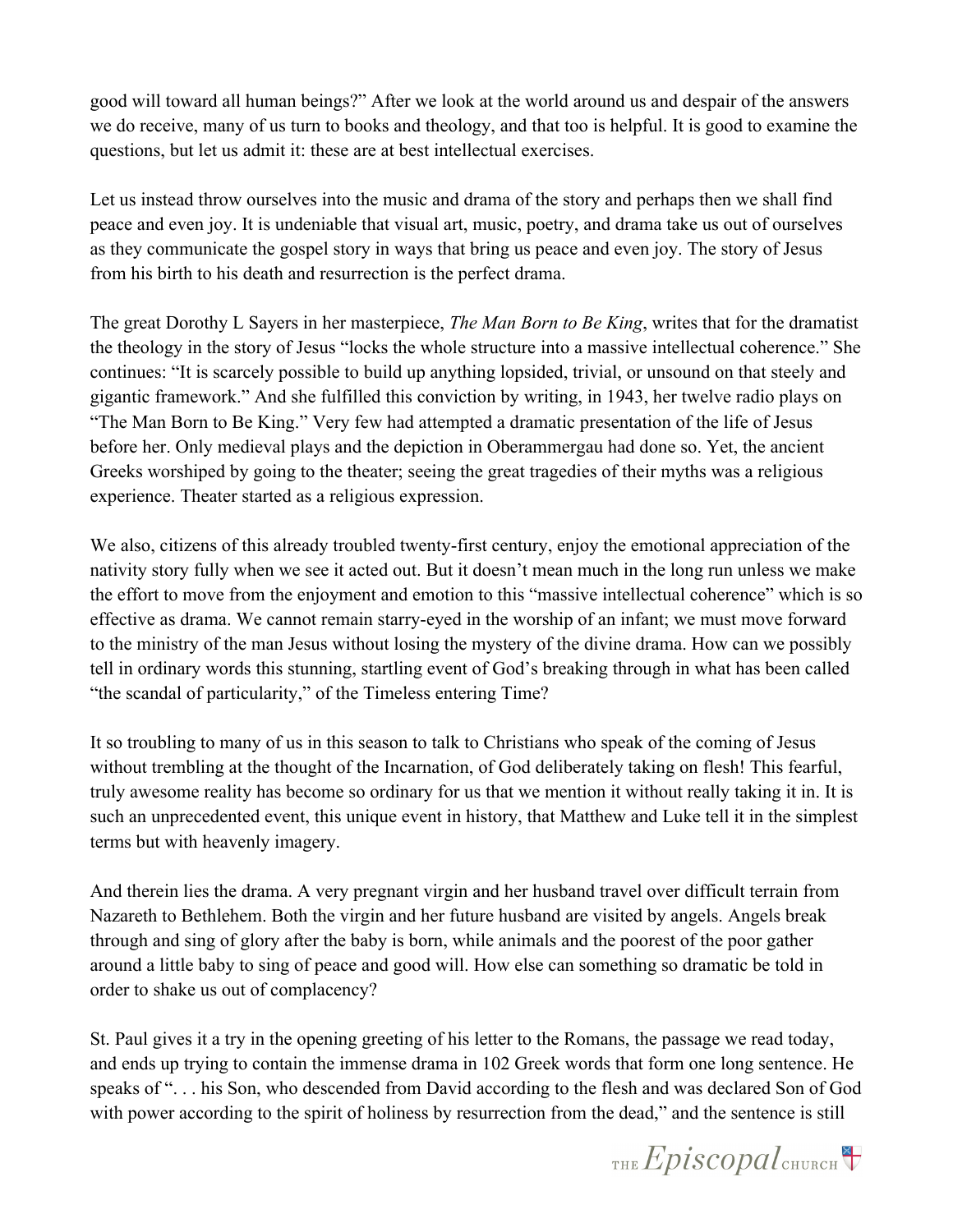good will toward all human beings?" After we look at the world around us and despair of the answers we do receive, many of us turn to books and theology, and that too is helpful. It is good to examine the questions, but let us admit it: these are at best intellectual exercises.

Let us instead throw ourselves into the music and drama of the story and perhaps then we shall find peace and even joy. It is undeniable that visual art, music, poetry, and drama take us out of ourselves as they communicate the gospel story in ways that bring us peace and even joy. The story of Jesus from his birth to his death and resurrection is the perfect drama.

The great Dorothy L Sayers in her masterpiece, *The Man Born to Be King*, writes that for the dramatist the theology in the story of Jesus "locks the whole structure into a massive intellectual coherence." She continues: "It is scarcely possible to build up anything lopsided, trivial, or unsound on that steely and gigantic framework." And she fulfilled this conviction by writing, in 1943, her twelve radio plays on "The Man Born to Be King." Very few had attempted a dramatic presentation of the life of Jesus before her. Only medieval plays and the depiction in Oberammergau had done so. Yet, the ancient Greeks worshiped by going to the theater; seeing the great tragedies of their myths was a religious experience. Theater started as a religious expression.

We also, citizens of this already troubled twenty-first century, enjoy the emotional appreciation of the nativity story fully when we see it acted out. But it doesn't mean much in the long run unless we make the effort to move from the enjoyment and emotion to this "massive intellectual coherence" which is so effective as drama. We cannot remain starry-eyed in the worship of an infant; we must move forward to the ministry of the man Jesus without losing the mystery of the divine drama. How can we possibly tell in ordinary words this stunning, startling event of God's breaking through in what has been called "the scandal of particularity," of the Timeless entering Time?

It so troubling to many of us in this season to talk to Christians who speak of the coming of Jesus without trembling at the thought of the Incarnation, of God deliberately taking on flesh! This fearful, truly awesome reality has become so ordinary for us that we mention it without really taking it in. It is such an unprecedented event, this unique event in history, that Matthew and Luke tell it in the simplest terms but with heavenly imagery.

And therein lies the drama. A very pregnant virgin and her husband travel over difficult terrain from Nazareth to Bethlehem. Both the virgin and her future husband are visited by angels. Angels break through and sing of glory after the baby is born, while animals and the poorest of the poor gather around a little baby to sing of peace and good will. How else can something so dramatic be told in order to shake us out of complacency?

St. Paul gives it a try in the opening greeting of his letter to the Romans, the passage we read today, and ends up trying to contain the immense drama in 102 Greek words that form one long sentence. He speaks of ". . . his Son, who descended from David according to the flesh and was declared Son of God with power according to the spirit of holiness by resurrection from the dead," and the sentence is still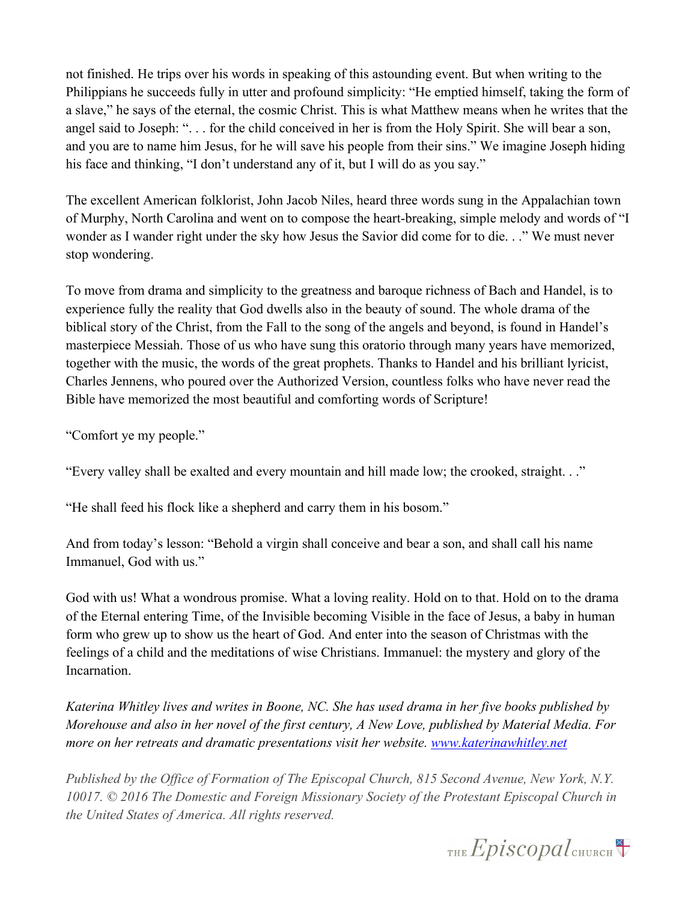not finished. He trips over his words in speaking of this astounding event. But when writing to the Philippians he succeeds fully in utter and profound simplicity: "He emptied himself, taking the form of a slave," he says of the eternal, the cosmic Christ. This is what Matthew means when he writes that the angel said to Joseph: ". . . for the child conceived in her is from the Holy Spirit. She will bear a son, and you are to name him Jesus, for he will save his people from their sins." We imagine Joseph hiding his face and thinking, "I don't understand any of it, but I will do as you say."

The excellent American folklorist, John Jacob Niles, heard three words sung in the Appalachian town of Murphy, North Carolina and went on to compose the heart-breaking, simple melody and words of "I wonder as I wander right under the sky how Jesus the Savior did come for to die. . ." We must never stop wondering.

To move from drama and simplicity to the greatness and baroque richness of Bach and Handel, is to experience fully the reality that God dwells also in the beauty of sound. The whole drama of the biblical story of the Christ, from the Fall to the song of the angels and beyond, is found in Handel's masterpiece Messiah. Those of us who have sung this oratorio through many years have memorized, together with the music, the words of the great prophets. Thanks to Handel and his brilliant lyricist, Charles Jennens, who poured over the Authorized Version, countless folks who have never read the Bible have memorized the most beautiful and comforting words of Scripture!

"Comfort ye my people."

"Every valley shall be exalted and every mountain and hill made low; the crooked, straight. . ."

"He shall feed his flock like a shepherd and carry them in his bosom."

And from today's lesson: "Behold a virgin shall conceive and bear a son, and shall call his name Immanuel, God with us."

God with us! What a wondrous promise. What a loving reality. Hold on to that. Hold on to the drama of the Eternal entering Time, of the Invisible becoming Visible in the face of Jesus, a baby in human form who grew up to show us the heart of God. And enter into the season of Christmas with the feelings of a child and the meditations of wise Christians. Immanuel: the mystery and glory of the Incarnation.

*Katerina Whitley lives and writes in Boone, NC. She has used drama in her five books published by Morehouse and also in her novel of the first century, A New Love, published by Material Media. For more on her retreats and dramatic presentations visit her website. [www.katerinawhitley.net](http://www.katerinawhitley.net)*

*Published by the Office of Formation of The Episcopal Church, 815 Second Avenue, New York, N.Y. 10017. © 2016 The Domestic and Foreign Missionary Society of the Protestant Episcopal Church in the United States of America. All rights reserved.*

THE Episcopal CHURCH